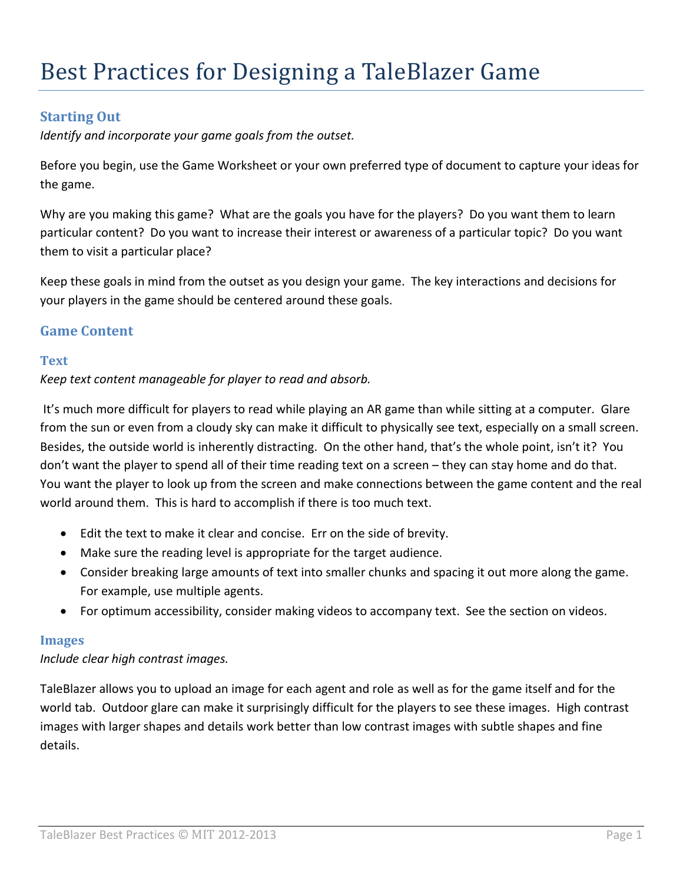# Best Practices for Designing a TaleBlazer Game

## Starting Out

*Identify and incorporate your game goals from the outset.*

Before you begin, use the Game Worksheet or your own preferred type of document to capture your ideas for the game.

Why are you making this game? What are the goals you have for the players? Do you want them to learn particular content? Do you want to increase their interest or awareness of a particular topic? Do you want them to visit a particular place?

Keep these goals in mind from the outset as you design your game. The key interactions and decisions for your players in the game should be centered around these goals.

## Game Content

### Text

*Keep text content manageable for player to read and absorb.*

It's much more difficult for players to read while playing an AR game than while sitting at a computer. Glare from the sun or even from a cloudy sky can make it difficult to physically see text, especially on a small screen. Besides, the outside world is inherently distracting. On the other hand, that's the whole point, isn't it? You don't want the player to spend all of their time reading text on a screen – they can stay home and do that. You want the player to look up from the screen and make connections between the game content and the real world around them. This is hard to accomplish if there is too much text.

- Edit the text to make it clear and concise. Err on the side of brevity.
- Make sure the reading level is appropriate for the target audience.
- Consider breaking large amounts of text into smaller chunks and spacing it out more along the game. For example, use multiple agents.
- For optimum accessibility, consider making videos to accompany text. See the section on videos.

### Images

*Include clear high contrast images.*

TaleBlazer allows you to upload an image for each agent and role as well as for the game itself and for the world tab. Outdoor glare can make it surprisingly difficult for the players to see these images. High contrast images with larger shapes and details work better than low contrast images with subtle shapes and fine details.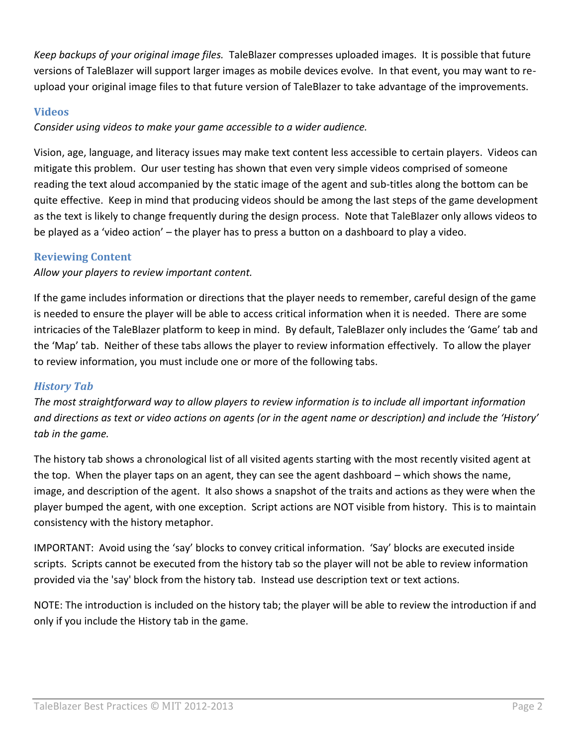*Keep backups of your original image files.* TaleBlazer compresses uploaded images. It is possible that future versions of TaleBlazer will support larger images as mobile devices evolve. In that event, you may want to re-upload your original image files to that future version of TaleBlazer to take advantage of the improvements.

## Videos

*Consider using videos to make your game accessible to a wider audience.*

Vision, age, language, and literacy issues may make text content less accessible to certain players. Videos can mitigate this problem. Our user testing has shown that even very simple videos comprised of someone reading the text aloud accompanied by the static image of the agent and sub-titles along the bottom can be quite effective. Keep in mind that producing videos should be among the last steps of the game development as the text is likely to change frequently during the design process. Note that TaleBlazer only allows videos to be played as a 'video action' – the player has to press a button on a dashboard to play a video.

## Reviewing Content

*Allow your players to review important content.*

If the game includes information or directions that the player needs to remember, careful design of the game is needed to ensure the player will be able to access critical information when it is needed. There are some intricacies of the TaleBlazer platform to keep in mind. By default, TaleBlazer only includes the 'Game' tab and the 'Map' tab. Neither of these tabs allows the player to review information effectively. To allow the player to review information, you must include one or more of the following tabs.

### *History Tab*

*The most straightforward way to allow players to review information is to include all important information and directions as text or video actions on agents (or in the agent name or description) and include the 'History' tab in the game.*

The history tab shows a chronological list of all visited agents starting with the most recently visited agent at the top. When the player taps on an agent, they can see the agent dashboard – which shows the name, image, and description of the agent. It also shows a snapshot of the traits and actions as they were when the player bumped the agent, with one exception. Script actions are NOT visible from history. This is to maintain consistency with the history metaphor.

IMPORTANT: Avoid using the 'say' blocks to convey critical information. 'Say' blocks are executed inside scripts. Scripts cannot be executed from the history tab so the player will not be able to review information provided via the 'say' block from the history tab. Instead use description text or text actions.

NOTE: The introduction is included on the history tab; the player will be able to review the introduction if and only if you include the History tab in the game.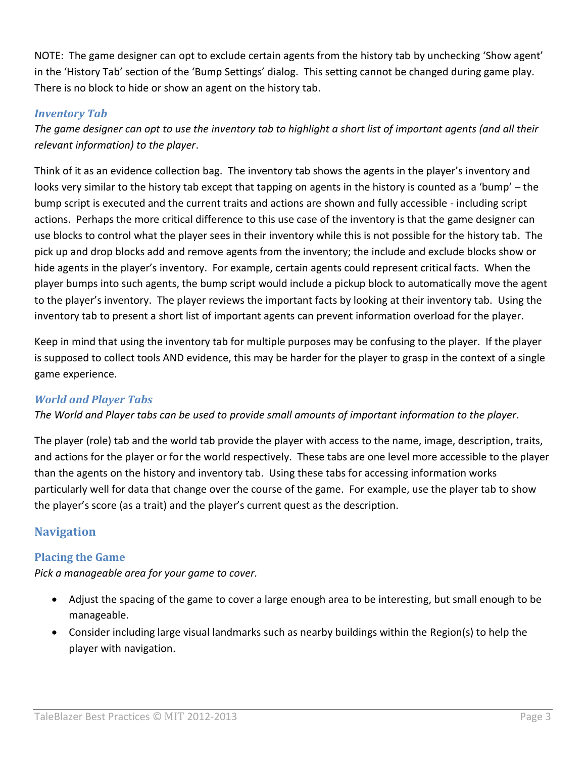NOTE: The game designer can opt to exclude certain agents from the history tab by unchecking 'Show agent' in the 'History Tab' section of the 'Bump Settings' dialog. This setting cannot be changed during game play. There is no block to hide or show an agent on the history tab.

#### *Inventory Tab*

*The game designer can opt to use the inventory tab to highlight a short list of important agents (and all their relevant information) to the player*.

Think of it as an evidence collection bag. The inventory tab shows the agents in the player's inventory and looks very similar to the history tab except that tapping on agents in the history is counted as a 'bump' – the bump script is executed and the current traits and actions are shown and fully accessible - including script actions. Perhaps the more critical difference to this use case of the inventory is that the game designer can use blocks to control what the player sees in their inventory while this is not possible for the history tab. The pick up and drop blocks add and remove agents from the inventory; the include and exclude blocks show or hide agents in the player's inventory. For example, certain agents could represent critical facts. When the player bumps into such agents, the bump script would include a pickup block to automatically move the agent to the player's inventory. The player reviews the important facts by looking at their inventory tab. Using the inventory tab to present a short list of important agents can prevent information overload for the player.

Keep in mind that using the inventory tab for multiple purposes may be confusing to the player. If the player is supposed to collect tools AND evidence, this may be harder for the player to grasp in the context of a single game experience.

#### *World and Player Tabs*

*The World and Player tabs can be used to provide small amounts of important information to the player*.

The player (role) tab and the world tab provide the player with access to the name, image, description, traits, and actions for the player or for the world respectively. These tabs are one level more accessible to the player than the agents on the history and inventory tab. Using these tabs for accessing information works particularly well for data that change over the course of the game. For example, use the player tab to show the player's score (as a trait) and the player's current quest as the description.

## Navigation

### Placing the Game

*Pick a manageable area for your game to cover.*

- Adjust the spacing of the game to cover a large enough area to be interesting, but small enough to be manageable.
- Consider including large visual landmarks such as nearby buildings within the Region(s) to help the player with navigation.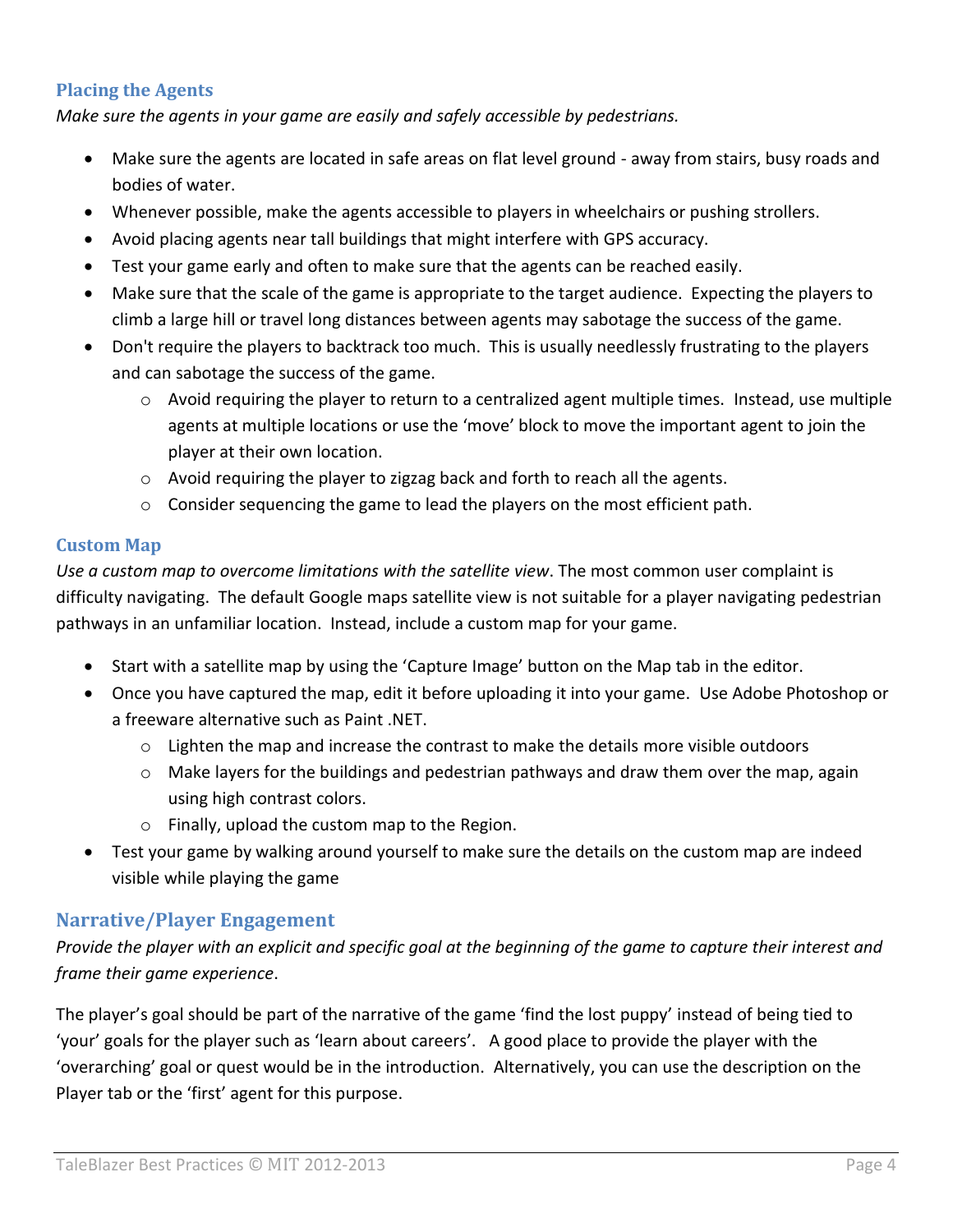## Placing the Agents

*Make sure the agents in your game are easily and safely accessible by pedestrians.*

- Make sure the agents are located in safe areas on flat level ground - away from stairs, busy roads and bodies of water.
- Whenever possible, make the agents accessible to players in wheelchairs or pushing strollers.
- Avoid placing agents near tall buildings that might interfere with GPS accuracy.
- Test your game early and often to make sure that the agents can be reached easily.
- Make sure that the scale of the game is appropriate to the target audience. Expecting the players to climb a large hill or travel long distances between agents may sabotage the success of the game.
- Don't require the players to backtrack too much. This is usually needlessly frustrating to the players and can sabotage the success of the game.
  - Avoid requiring the player to return to a centralized agent multiple times. Instead, use multiple agents at multiple locations or use the 'move' block to move the important agent to join the player at their own location.
  - Avoid requiring the player to zigzag back and forth to reach all the agents.
  - Consider sequencing the game to lead the players on the most efficient path.

## Custom Map

*Use a custom map to overcome limitations with the satellite view*. The most common user complaint is difficulty navigating. The default Google maps satellite view is not suitable for a player navigating pedestrian pathways in an unfamiliar location. Instead, include a custom map for your game.

- Start with a satellite map by using the 'Capture Image' button on the Map tab in the editor.
- Once you have captured the map, edit it before uploading it into your game. Use Adobe Photoshop or a freeware alternative such as Paint .NET.
  - Lighten the map and increase the contrast to make the details more visible outdoors
  - Make layers for the buildings and pedestrian pathways and draw them over the map, again using high contrast colors.
  - Finally, upload the custom map to the Region.
- Test your game by walking around yourself to make sure the details on the custom map are indeed visible while playing the game

## Narrative/Player Engagement

*Provide the player with an explicit and specific goal at the beginning of the game to capture their interest and frame their game experience*.

The player's goal should be part of the narrative of the game 'find the lost puppy' instead of being tied to 'your' goals for the player such as 'learn about careers'. A good place to provide the player with the 'overarching' goal or quest would be in the introduction. Alternatively, you can use the description on the Player tab or the 'first' agent for this purpose.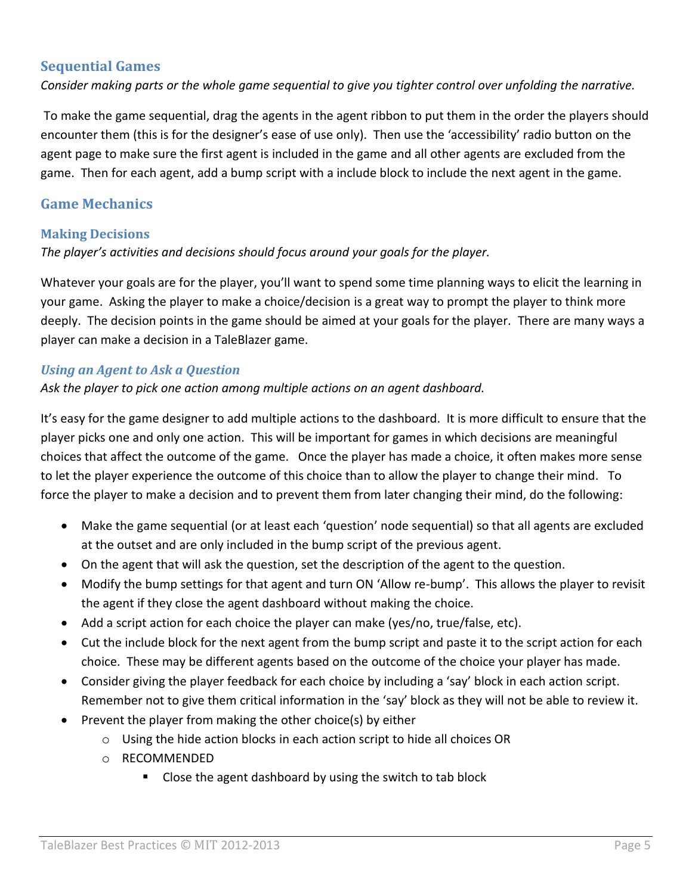## Sequential Games

*Consider making parts or the whole game sequential to give you tighter control over unfolding the narrative.*

To make the game sequential, drag the agents in the agent ribbon to put them in the order the players should encounter them (this is for the designer's ease of use only). Then use the 'accessibility' radio button on the agent page to make sure the first agent is included in the game and all other agents are excluded from the game. Then for each agent, add a bump script with a include block to include the next agent in the game.

## Game Mechanics

### Making Decisions

*The player's activities and decisions should focus around your goals for the player.*

Whatever your goals are for the player, you'll want to spend some time planning ways to elicit the learning in your game. Asking the player to make a choice/decision is a great way to prompt the player to think more deeply. The decision points in the game should be aimed at your goals for the player. There are many ways a player can make a decision in a TaleBlazer game.

#### *Using an Agent to Ask a Question*

*Ask the player to pick one action among multiple actions on an agent dashboard.*

It's easy for the game designer to add multiple actions to the dashboard. It is more difficult to ensure that the player picks one and only one action. This will be important for games in which decisions are meaningful choices that affect the outcome of the game. Once the player has made a choice, it often makes more sense to let the player experience the outcome of this choice than to allow the player to change their mind. To force the player to make a decision and to prevent them from later changing their mind, do the following:

- Make the game sequential (or at least each 'question' node sequential) so that all agents are excluded at the outset and are only included in the bump script of the previous agent.
- On the agent that will ask the question, set the description of the agent to the question.
- Modify the bump settings for that agent and turn ON 'Allow re-bump'. This allows the player to revisit the agent if they close the agent dashboard without making the choice.
- Add a script action for each choice the player can make (yes/no, true/false, etc).
- Cut the include block for the next agent from the bump script and paste it to the script action for each choice. These may be different agents based on the outcome of the choice your player has made.
- Consider giving the player feedback for each choice by including a 'say' block in each action script. Remember not to give them critical information in the 'say' block as they will not be able to review it.
- Prevent the player from making the other choice(s) by either
  - Using the hide action blocks in each action script to hide all choices OR
  - RECOMMENDED
    - Close the agent dashboard by using the switch to tab block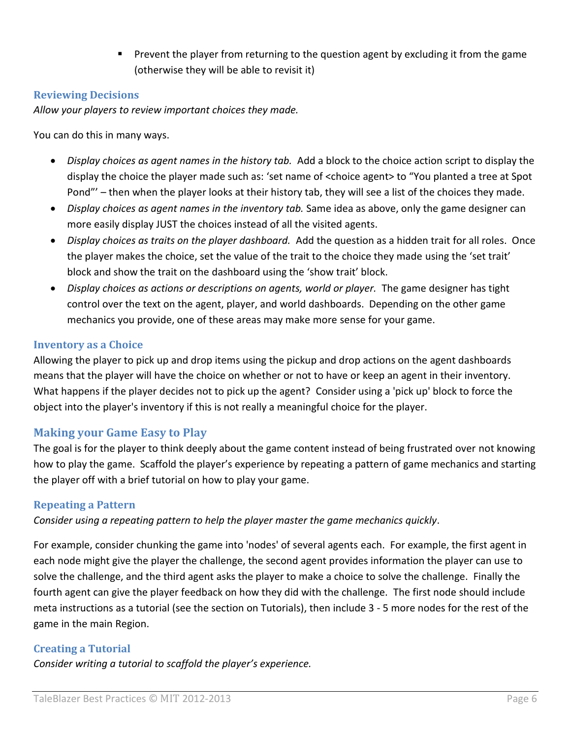- Prevent the player from returning to the question agent by excluding it from the game (otherwise they will be able to revisit it)

### Reviewing Decisions

*Allow your players to review important choices they made.*

You can do this in many ways.

- *Display choices as agent names in the history tab.* Add a block to the choice action script to display the display the choice the player made such as: 'set name of <choice agent> to "You planted a tree at Spot Pond"' – then when the player looks at their history tab, they will see a list of the choices they made.
- *Display choices as agent names in the inventory tab.* Same idea as above, only the game designer can more easily display JUST the choices instead of all the visited agents.
- *Display choices as traits on the player dashboard.* Add the question as a hidden trait for all roles. Once the player makes the choice, set the value of the trait to the choice they made using the 'set trait' block and show the trait on the dashboard using the 'show trait' block.
- *Display choices as actions or descriptions on agents, world or player.* The game designer has tight control over the text on the agent, player, and world dashboards. Depending on the other game mechanics you provide, one of these areas may make more sense for your game.

### Inventory as a Choice

Allowing the player to pick up and drop items using the pickup and drop actions on the agent dashboards means that the player will have the choice on whether or not to have or keep an agent in their inventory. What happens if the player decides not to pick up the agent? Consider using a 'pick up' block to force the object into the player's inventory if this is not really a meaningful choice for the player.

## Making your Game Easy to Play

The goal is for the player to think deeply about the game content instead of being frustrated over not knowing how to play the game. Scaffold the player's experience by repeating a pattern of game mechanics and starting the player off with a brief tutorial on how to play your game.

### Repeating a Pattern

*Consider using a repeating pattern to help the player master the game mechanics quickly*.

For example, consider chunking the game into 'nodes' of several agents each. For example, the first agent in each node might give the player the challenge, the second agent provides information the player can use to solve the challenge, and the third agent asks the player to make a choice to solve the challenge. Finally the fourth agent can give the player feedback on how they did with the challenge. The first node should include meta instructions as a tutorial (see the section on Tutorials), then include 3 - 5 more nodes for the rest of the game in the main Region.

### Creating a Tutorial

*Consider writing a tutorial to scaffold the player's experience.*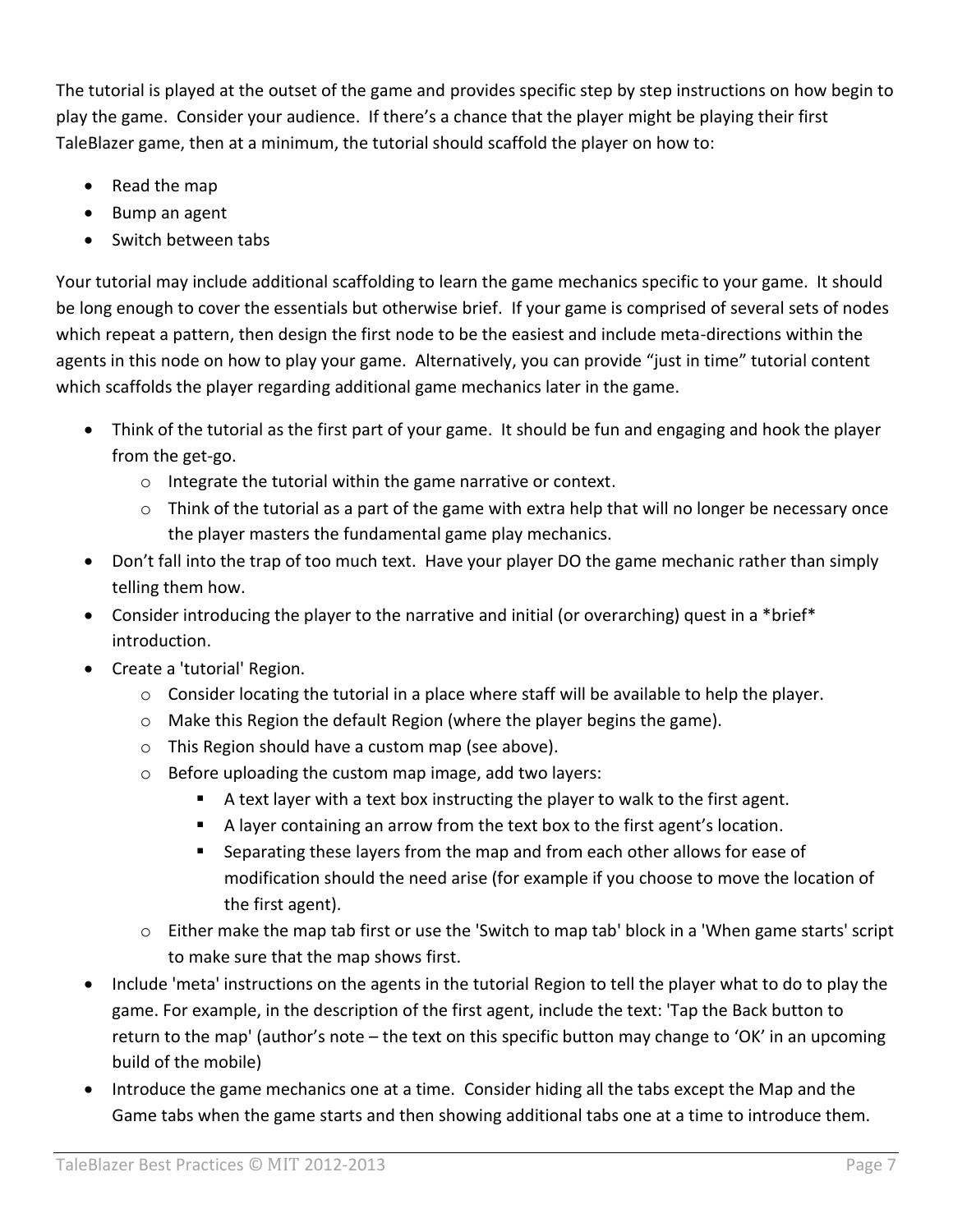The tutorial is played at the outset of the game and provides specific step by step instructions on how begin to play the game. Consider your audience. If there's a chance that the player might be playing their first TaleBlazer game, then at a minimum, the tutorial should scaffold the player on how to:

- Read the map
- Bump an agent
- Switch between tabs

Your tutorial may include additional scaffolding to learn the game mechanics specific to your game. It should be long enough to cover the essentials but otherwise brief. If your game is comprised of several sets of nodes which repeat a pattern, then design the first node to be the easiest and include meta-directions within the agents in this node on how to play your game. Alternatively, you can provide "just in time" tutorial content which scaffolds the player regarding additional game mechanics later in the game.

- Think of the tutorial as the first part of your game. It should be fun and engaging and hook the player from the get-go.
  - Integrate the tutorial within the game narrative or context.
  - Think of the tutorial as a part of the game with extra help that will no longer be necessary once the player masters the fundamental game play mechanics.
- Don't fall into the trap of too much text. Have your player DO the game mechanic rather than simply telling them how.
- Consider introducing the player to the narrative and initial (or overarching) quest in a *brief* introduction.
- Create a 'tutorial' Region.
  - Consider locating the tutorial in a place where staff will be available to help the player.
  - Make this Region the default Region (where the player begins the game).
  - This Region should have a custom map (see above).
  - Before uploading the custom map image, add two layers:
    - A text layer with a text box instructing the player to walk to the first agent.
    - A layer containing an arrow from the text box to the first agent's location.
    - Separating these layers from the map and from each other allows for ease of modification should the need arise (for example if you choose to move the location of the first agent).
  - Either make the map tab first or use the 'Switch to map tab' block in a 'When game starts' script to make sure that the map shows first.
- Include 'meta' instructions on the agents in the tutorial Region to tell the player what to do to play the game. For example, in the description of the first agent, include the text: 'Tap the Back button to return to the map' (author's note – the text on this specific button may change to 'OK' in an upcoming build of the mobile)
- Introduce the game mechanics one at a time. Consider hiding all the tabs except the Map and the Game tabs when the game starts and then showing additional tabs one at a time to introduce them.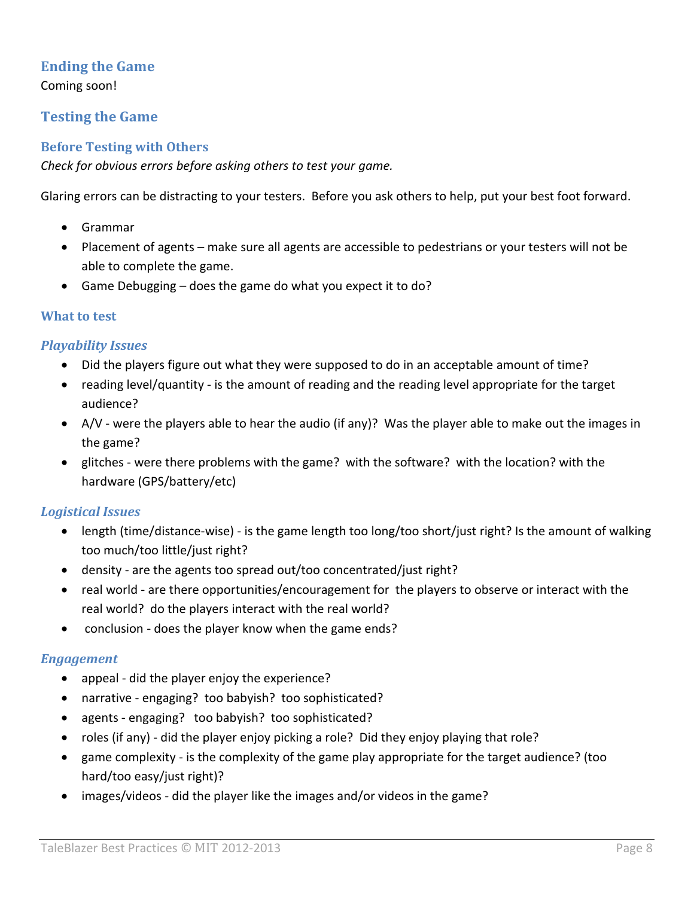## Ending the Game

Coming soon!

## Testing the Game

### Before Testing with Others

*Check for obvious errors before asking others to test your game.*

Glaring errors can be distracting to your testers. Before you ask others to help, put your best foot forward.

- Grammar
- Placement of agents – make sure all agents are accessible to pedestrians or your testers will not be able to complete the game.
- Game Debugging – does the game do what you expect it to do?

### What to test

#### *Playability Issues*

- Did the players figure out what they were supposed to do in an acceptable amount of time?
- reading level/quantity - is the amount of reading and the reading level appropriate for the target audience?
- A/V - were the players able to hear the audio (if any)? Was the player able to make out the images in the game?
- glitches - were there problems with the game? with the software? with the location? with the hardware (GPS/battery/etc)

#### *Logistical Issues*

- length (time/distance-wise) - is the game length too long/too short/just right? Is the amount of walking too much/too little/just right?
- density - are the agents too spread out/too concentrated/just right?
- real world - are there opportunities/encouragement for the players to observe or interact with the real world? do the players interact with the real world?
- conclusion - does the player know when the game ends?

#### *Engagement*

- appeal - did the player enjoy the experience?
- narrative - engaging? too babyish? too sophisticated?
- agents - engaging? too babyish? too sophisticated?
- roles (if any) - did the player enjoy picking a role? Did they enjoy playing that role?
- game complexity - is the complexity of the game play appropriate for the target audience? (too hard/too easy/just right)?
- images/videos - did the player like the images and/or videos in the game?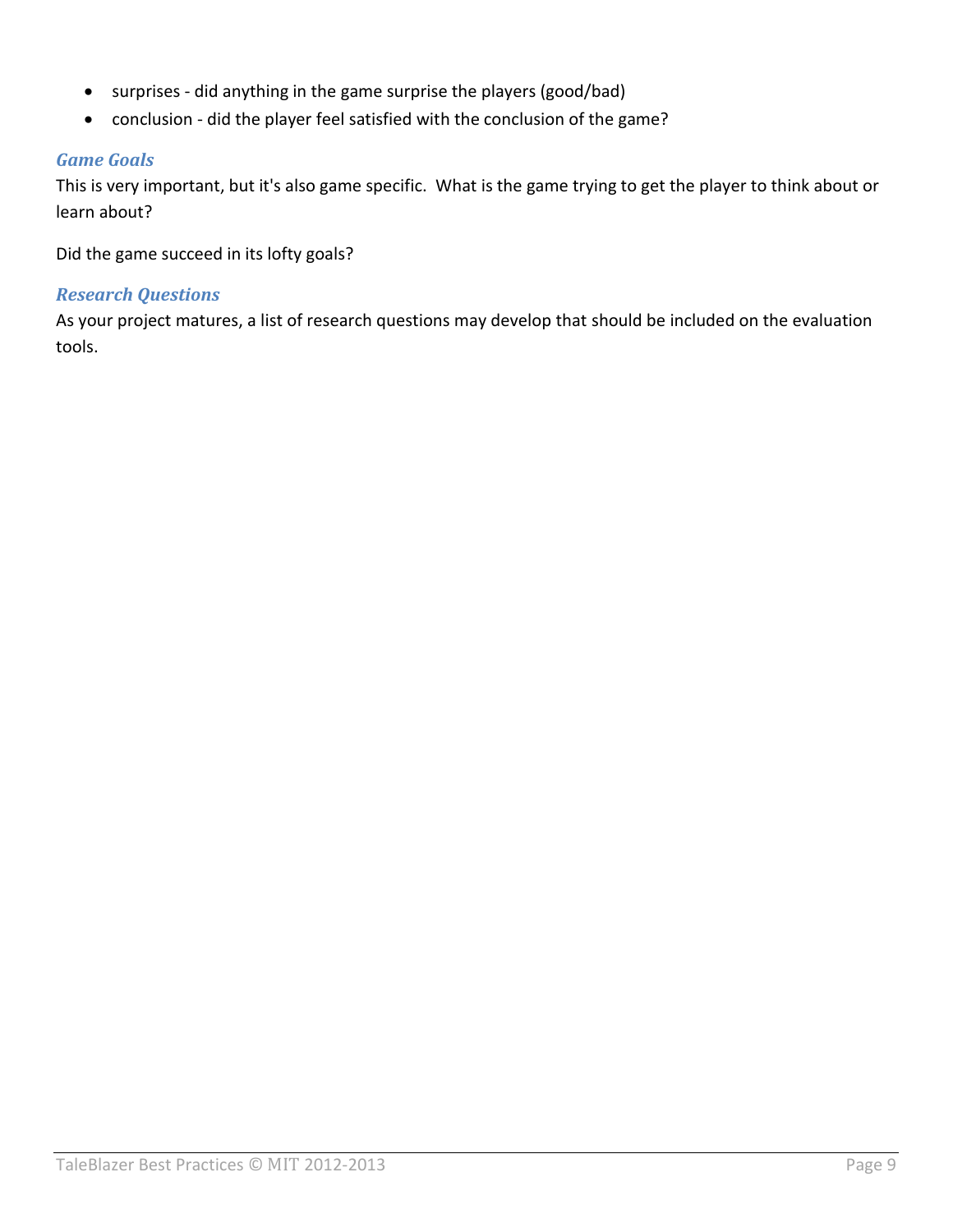- surprises - did anything in the game surprise the players (good/bad)
- conclusion - did the player feel satisfied with the conclusion of the game?

### *Game Goals*

This is very important, but it's also game specific.  What is the game trying to get the player to think about or learn about?

Did the game succeed in its lofty goals?

### *Research Questions*

As your project matures, a list of research questions may develop that should be included on the evaluation tools.